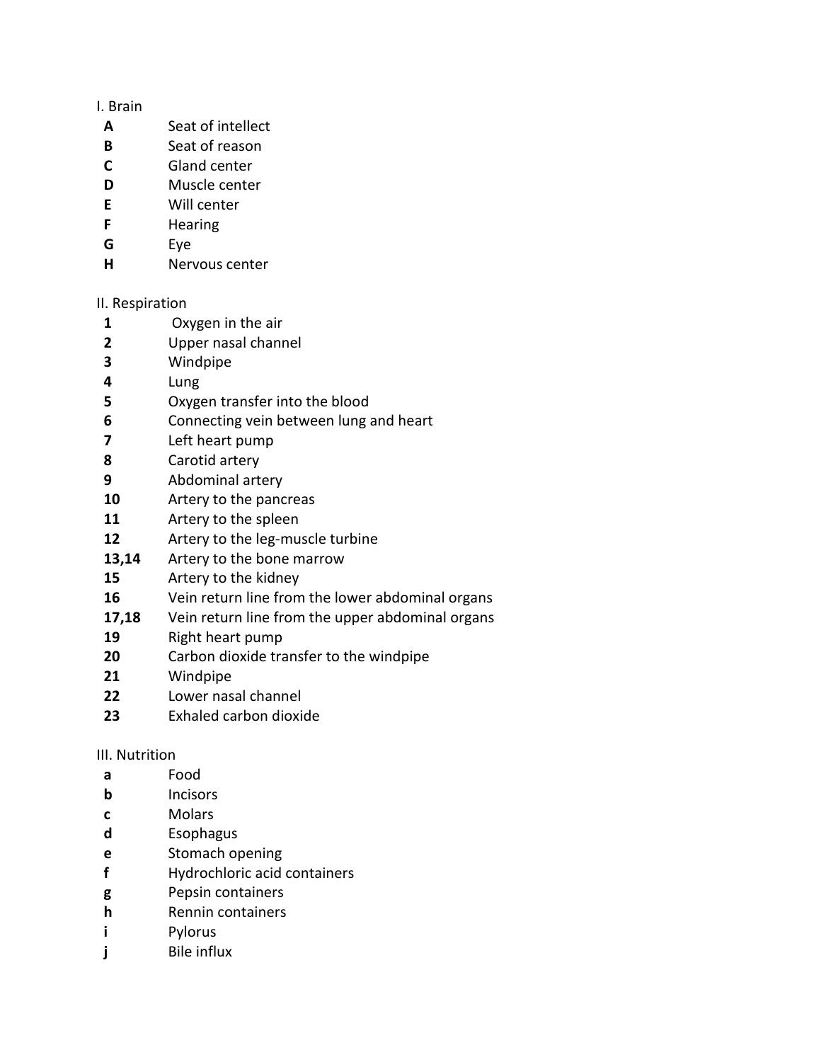I. Brain

| | |
|---|---|
| **A** | Seat of intellect |
| **B** | Seat of reason |
| **C** | Gland center |
| **D** | Muscle center |
| **E** | Will center |
| **F** | Hearing |
| **G** | Eye |
| **H** | Nervous center |

II. Respiration

| | |
|---|---|
| **1** | Oxygen in the air |
| **2** | Upper nasal channel |
| **3** | Windpipe |
| **4** | Lung |
| **5** | Oxygen transfer into the blood |
| **6** | Connecting vein between lung and heart |
| **7** | Left heart pump |
| **8** | Carotid artery |
| **9** | Abdominal artery |
| **10** | Artery to the pancreas |
| **11** | Artery to the spleen |
| **12** | Artery to the leg-muscle turbine |
| **13,14** | Artery to the bone marrow |
| **15** | Artery to the kidney |
| **16** | Vein return line from the lower abdominal organs |
| **17,18** | Vein return line from the upper abdominal organs |
| **19** | Right heart pump |
| **20** | Carbon dioxide transfer to the windpipe |
| **21** | Windpipe |
| **22** | Lower nasal channel |
| **23** | Exhaled carbon dioxide |

III. Nutrition

| | |
|---|---|
| **a** | Food |
| **b** | Incisors |
| **c** | Molars |
| **d** | Esophagus |
| **e** | Stomach opening |
| **f** | Hydrochloric acid containers |
| **g** | Pepsin containers |
| **h** | Rennin containers |
| **i** | Pylorus |
| **j** | Bile influx |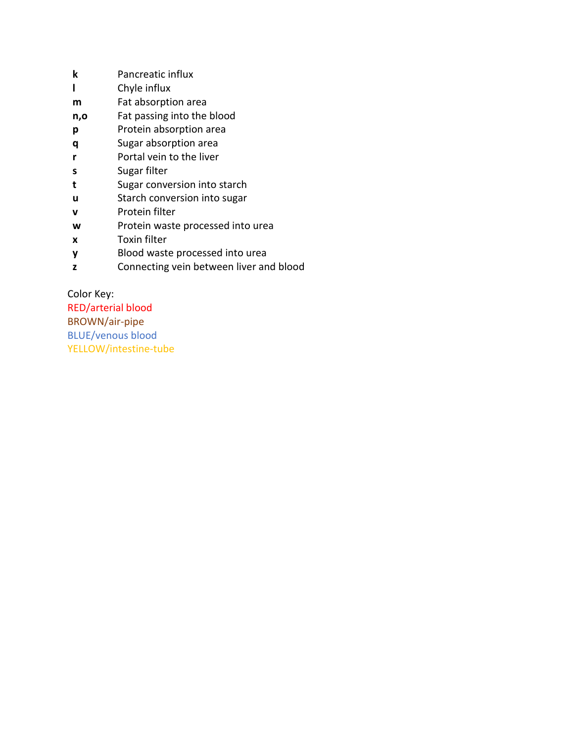| | |
|---|---|
| **k** | Pancreatic influx |
| **l** | Chyle influx |
| **m** | Fat absorption area |
| **n,o** | Fat passing into the blood |
| **p** | Protein absorption area |
| **q** | Sugar absorption area |
| **r** | Portal vein to the liver |
| **s** | Sugar filter |
| **t** | Sugar conversion into starch |
| **u** | Starch conversion into sugar |
| **v** | Protein filter |
| **w** | Protein waste processed into urea |
| **x** | Toxin filter |
| **y** | Blood waste processed into urea |
| **z** | Connecting vein between liver and blood |

Color Key:
RED/arterial blood
BROWN/air-pipe
BLUE/venous blood
YELLOW/intestine-tube